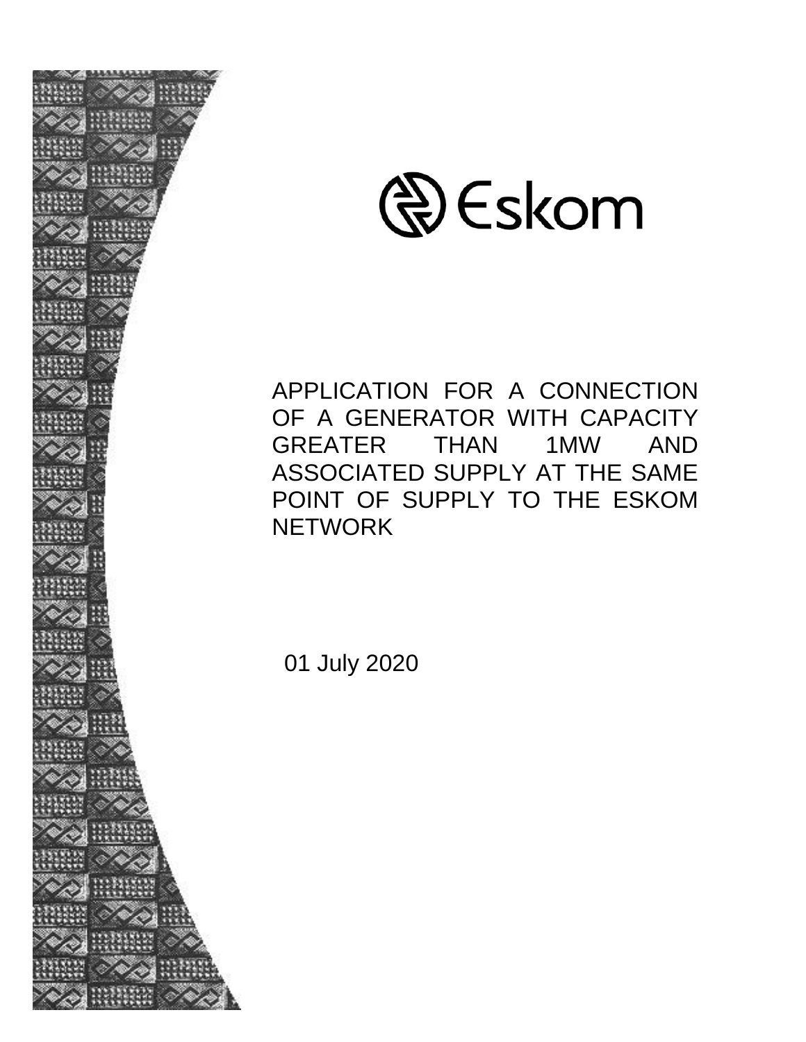Eskom

# APPLICATION FOR A CONNECTION OF A GENERATOR WITH CAPACITY GREATER THAN 1MW AND ASSOCIATED SUPPLY AT THE SAME POINT OF SUPPLY TO THE ESKOM NETWORK

01 July 2020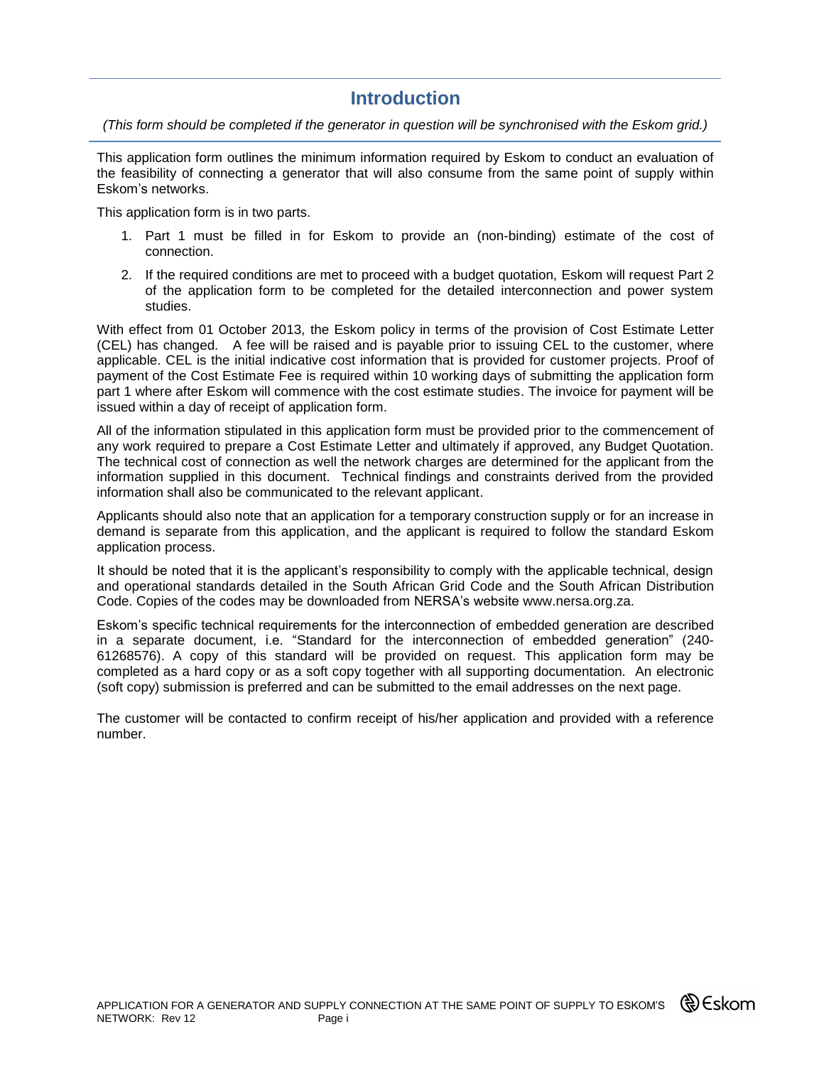# Introduction

*(This form should be completed if the generator in question will be synchronised with the Eskom grid.)*

This application form outlines the minimum information required by Eskom to conduct an evaluation of the feasibility of connecting a generator that will also consume from the same point of supply within Eskom's networks.

This application form is in two parts.

1. Part 1 must be filled in for Eskom to provide an (non-binding) estimate of the cost of connection.
2. If the required conditions are met to proceed with a budget quotation, Eskom will request Part 2 of the application form to be completed for the detailed interconnection and power system studies.

With effect from 01 October 2013, the Eskom policy in terms of the provision of Cost Estimate Letter (CEL) has changed. A fee will be raised and is payable prior to issuing CEL to the customer, where applicable. CEL is the initial indicative cost information that is provided for customer projects. Proof of payment of the Cost Estimate Fee is required within 10 working days of submitting the application form part 1 where after Eskom will commence with the cost estimate studies. The invoice for payment will be issued within a day of receipt of application form.

All of the information stipulated in this application form must be provided prior to the commencement of any work required to prepare a Cost Estimate Letter and ultimately if approved, any Budget Quotation. The technical cost of connection as well the network charges are determined for the applicant from the information supplied in this document. Technical findings and constraints derived from the provided information shall also be communicated to the relevant applicant.

Applicants should also note that an application for a temporary construction supply or for an increase in demand is separate from this application, and the applicant is required to follow the standard Eskom application process.

It should be noted that it is the applicant's responsibility to comply with the applicable technical, design and operational standards detailed in the South African Grid Code and the South African Distribution Code. Copies of the codes may be downloaded from NERSA's website www.nersa.org.za.

Eskom's specific technical requirements for the interconnection of embedded generation are described in a separate document, i.e. "Standard for the interconnection of embedded generation" (240-61268576). A copy of this standard will be provided on request. This application form may be completed as a hard copy or as a soft copy together with all supporting documentation. An electronic (soft copy) submission is preferred and can be submitted to the email addresses on the next page.

The customer will be contacted to confirm receipt of his/her application and provided with a reference number.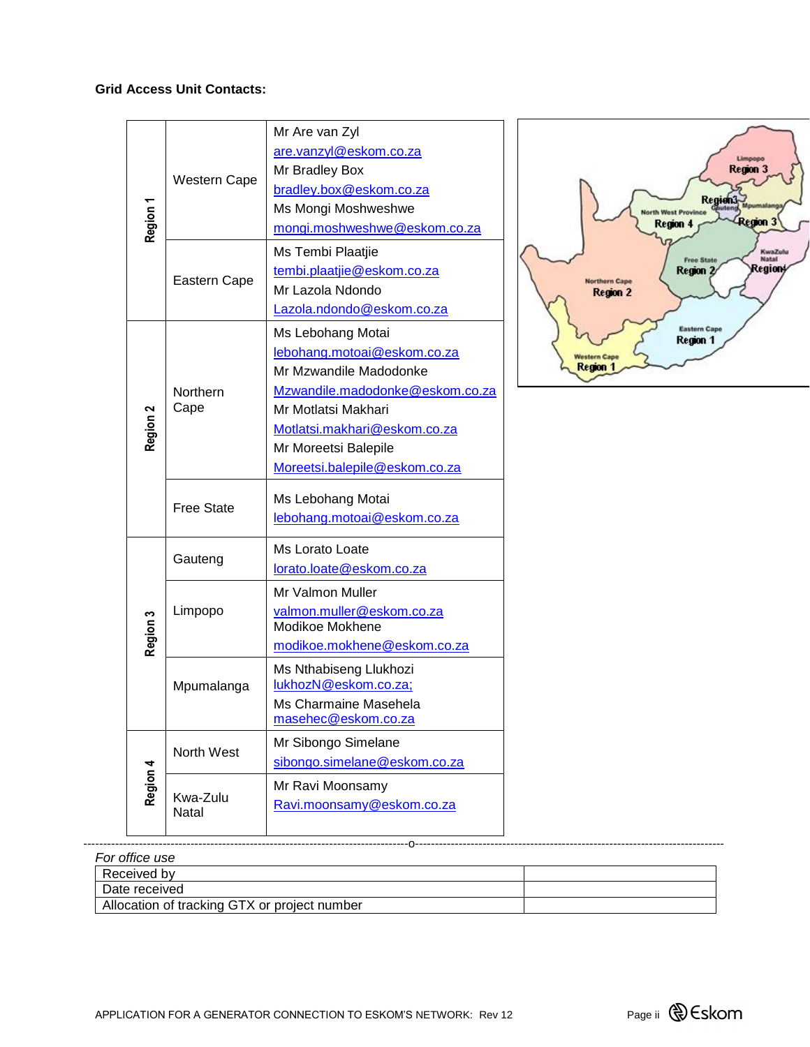**Grid Access Unit Contacts:**

| Region | Province | Contacts |
|---|---|---|
| Region 1 | Western Cape | Mr Are van Zyl<br>are.vanzyl@eskom.co.za<br>Mr Bradley Box<br>bradley.box@eskom.co.za<br>Ms Mongi Moshweshwe<br>mongi.moshweshwe@eskom.co.za |
| | Eastern Cape | Ms Tembi Plaatjie<br>tembi.plaatjie@eskom.co.za<br>Mr Lazola Ndondo<br>Lazola.ndondo@eskom.co.za |
| Region 2 | Northern Cape | Ms Lebohang Motai<br>lebohang.motai@eskom.co.za<br>Mr Mzwandile Madodonke<br>Mzwandile.madodonke@eskom.co.za<br>Mr Motlatsi Makhari<br>Motlatsi.makhari@eskom.co.za<br>Mr Moreetsi Balepile<br>Moreetsi.balepile@eskom.co.za |
| | Free State | Ms Lebohang Motai<br>lebohang.motai@eskom.co.za |
| Region 3 | Gauteng | Ms Lorato Loate<br>lorato.loate@eskom.co.za |
| | Limpopo | Mr Valmon Muller<br>valmon.muller@eskom.co.za<br>Modikoe Mokhene<br>modikoe.mokhene@eskom.co.za |
| | Mpumalanga | Ms Nthabiseng Llukhozi<br>lukhozN@eskom.co.za;<br>Ms Charmaine Masehela<br>masehec@eskom.co.za |
| Region 4 | North West | Mr Sibongo Simelane<br>sibongo.simelane@eskom.co.za |
| | Kwa-Zulu Natal | Mr Ravi Moonsamy<br>Ravi.moonsamy@eskom.co.za |

---

*For office use*

| | |
|---|---|
| Received by | |
| Date received | |
| Allocation of tracking GTX or project number | |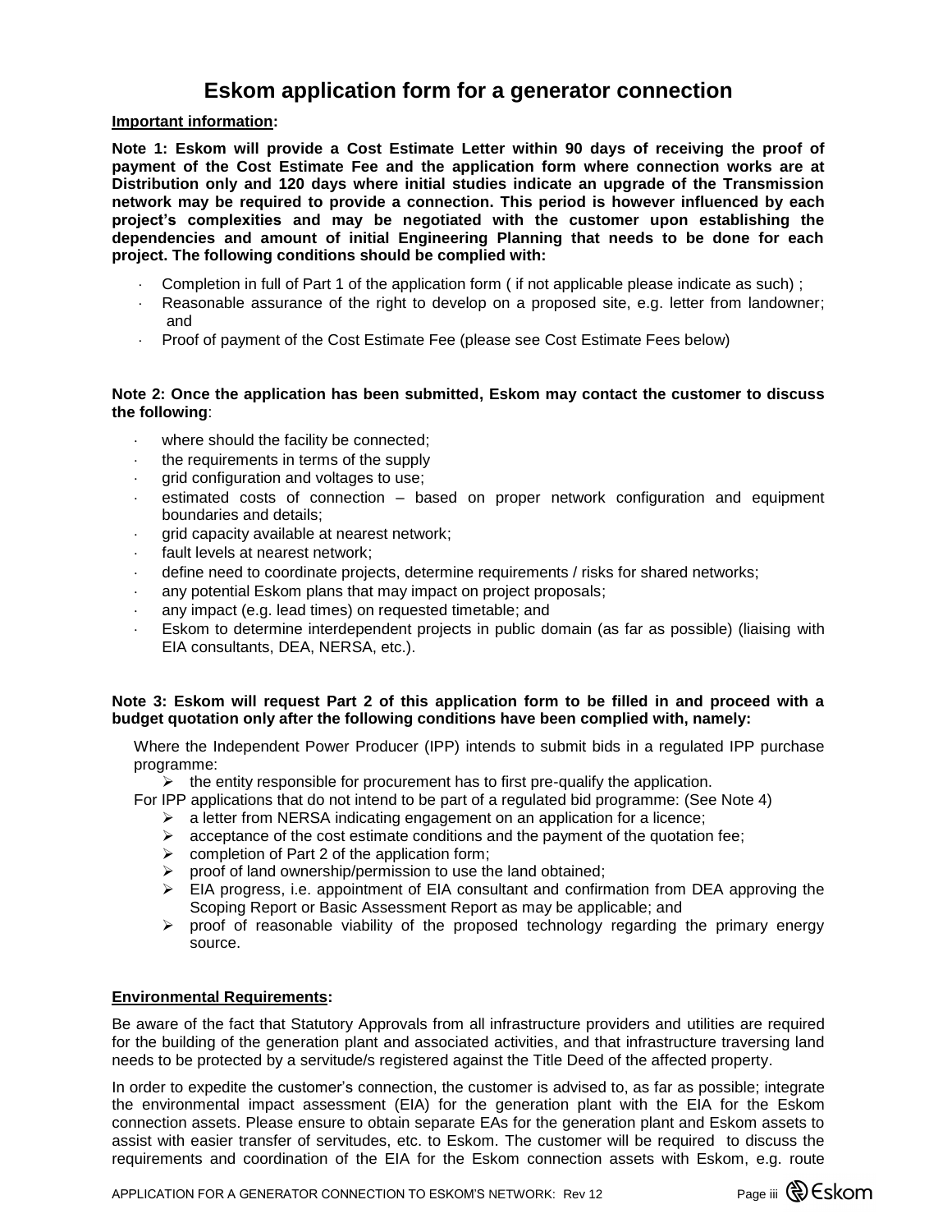# Eskom application form for a generator connection

**Important information:**

**Note 1: Eskom will provide a Cost Estimate Letter within 90 days of receiving the proof of payment of the Cost Estimate Fee and the application form where connection works are at Distribution only and 120 days where initial studies indicate an upgrade of the Transmission network may be required to provide a connection. This period is however influenced by each project's complexities and may be negotiated with the customer upon establishing the dependencies and amount of initial Engineering Planning that needs to be done for each project. The following conditions should be complied with:**

- Completion in full of Part 1 of the application form ( if not applicable please indicate as such) ;
- Reasonable assurance of the right to develop on a proposed site, e.g. letter from landowner; and
- Proof of payment of the Cost Estimate Fee (please see Cost Estimate Fees below)

**Note 2: Once the application has been submitted, Eskom may contact the customer to discuss the following**:

- where should the facility be connected;
- the requirements in terms of the supply
- grid configuration and voltages to use;
- estimated costs of connection – based on proper network configuration and equipment boundaries and details;
- grid capacity available at nearest network;
- fault levels at nearest network;
- define need to coordinate projects, determine requirements / risks for shared networks;
- any potential Eskom plans that may impact on project proposals;
- any impact (e.g. lead times) on requested timetable; and
- Eskom to determine interdependent projects in public domain (as far as possible) (liaising with EIA consultants, DEA, NERSA, etc.).

**Note 3: Eskom will request Part 2 of this application form to be filled in and proceed with a budget quotation only after the following conditions have been complied with, namely:**

Where the Independent Power Producer (IPP) intends to submit bids in a regulated IPP purchase programme:

- the entity responsible for procurement has to first pre-qualify the application.

For IPP applications that do not intend to be part of a regulated bid programme: (See Note 4)

- a letter from NERSA indicating engagement on an application for a licence;
- acceptance of the cost estimate conditions and the payment of the quotation fee;
- completion of Part 2 of the application form;
- proof of land ownership/permission to use the land obtained;
- EIA progress, i.e. appointment of EIA consultant and confirmation from DEA approving the Scoping Report or Basic Assessment Report as may be applicable; and
- proof of reasonable viability of the proposed technology regarding the primary energy source.

**Environmental Requirements:**

Be aware of the fact that Statutory Approvals from all infrastructure providers and utilities are required for the building of the generation plant and associated activities, and that infrastructure traversing land needs to be protected by a servitude/s registered against the Title Deed of the affected property.

In order to expedite the customer's connection, the customer is advised to, as far as possible; integrate the environmental impact assessment (EIA) for the generation plant with the EIA for the Eskom connection assets. Please ensure to obtain separate EAs for the generation plant and Eskom assets to assist with easier transfer of servitudes, etc. to Eskom. The customer will be required to discuss the requirements and coordination of the EIA for the Eskom connection assets with Eskom, e.g. route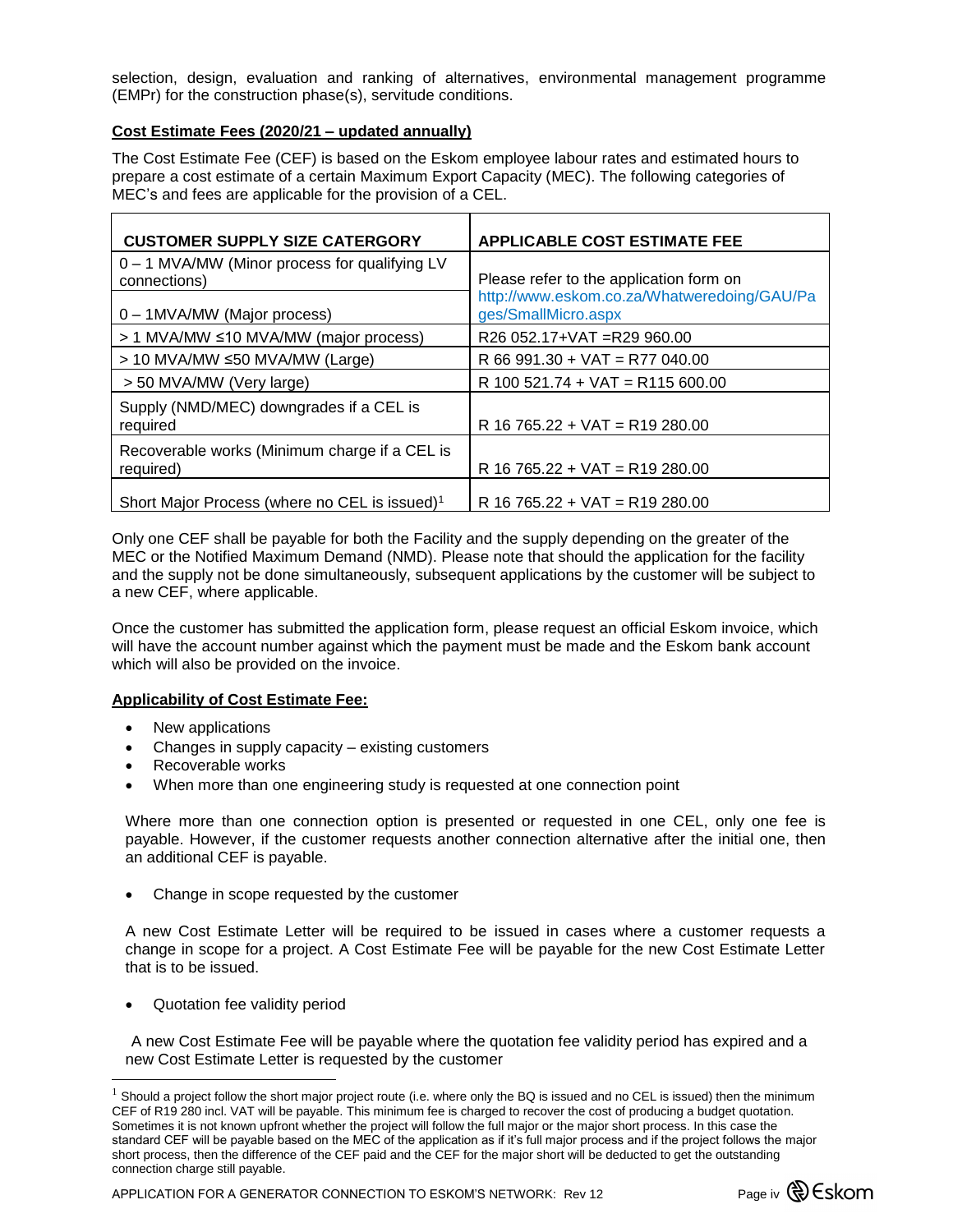selection, design, evaluation and ranking of alternatives, environmental management programme (EMPr) for the construction phase(s), servitude conditions.

**Cost Estimate Fees (2020/21 – updated annually)**

The Cost Estimate Fee (CEF) is based on the Eskom employee labour rates and estimated hours to prepare a cost estimate of a certain Maximum Export Capacity (MEC). The following categories of MEC's and fees are applicable for the provision of a CEL.

| CUSTOMER SUPPLY SIZE CATERGORY | APPLICABLE COST ESTIMATE FEE |
|---|---|
| 0 – 1 MVA/MW (Minor process for qualifying LV connections) | Please refer to the application form on http://www.eskom.co.za/Whatweredoing/GAU/Pages/SmallMicro.aspx |
| 0 – 1MVA/MW (Major process) | |
| > 1 MVA/MW ≤10 MVA/MW (major process) | R26 052.17+VAT =R29 960.00 |
| > 10 MVA/MW ≤50 MVA/MW (Large) | R 66 991.30 + VAT = R77 040.00 |
| > 50 MVA/MW (Very large) | R 100 521.74 + VAT = R115 600.00 |
| Supply (NMD/MEC) downgrades if a CEL is required | R 16 765.22 + VAT = R19 280.00 |
| Recoverable works (Minimum charge if a CEL is required) | R 16 765.22 + VAT = R19 280.00 |
| Short Major Process (where no CEL is issued)[1] | R 16 765.22 + VAT = R19 280.00 |

Only one CEF shall be payable for both the Facility and the supply depending on the greater of the MEC or the Notified Maximum Demand (NMD). Please note that should the application for the facility and the supply not be done simultaneously, subsequent applications by the customer will be subject to a new CEF, where applicable.

Once the customer has submitted the application form, please request an official Eskom invoice, which will have the account number against which the payment must be made and the Eskom bank account which will also be provided on the invoice.

**Applicability of Cost Estimate Fee:**

- New applications
- Changes in supply capacity – existing customers
- Recoverable works
- When more than one engineering study is requested at one connection point

Where more than one connection option is presented or requested in one CEL, only one fee is payable. However, if the customer requests another connection alternative after the initial one, then an additional CEF is payable.

- Change in scope requested by the customer

A new Cost Estimate Letter will be required to be issued in cases where a customer requests a change in scope for a project. A Cost Estimate Fee will be payable for the new Cost Estimate Letter that is to be issued.

- Quotation fee validity period

A new Cost Estimate Fee will be payable where the quotation fee validity period has expired and a new Cost Estimate Letter is requested by the customer

---

[1] Should a project follow the short major project route (i.e. where only the BQ is issued and no CEL is issued) then the minimum CEF of R19 280 incl. VAT will be payable. This minimum fee is charged to recover the cost of producing a budget quotation. Sometimes it is not known upfront whether the project will follow the full major or the major short process. In this case the standard CEF will be payable based on the MEC of the application as if it's full major process and if the project follows the major short process, then the difference of the CEF paid and the CEF for the major short will be deducted to get the outstanding connection charge still payable.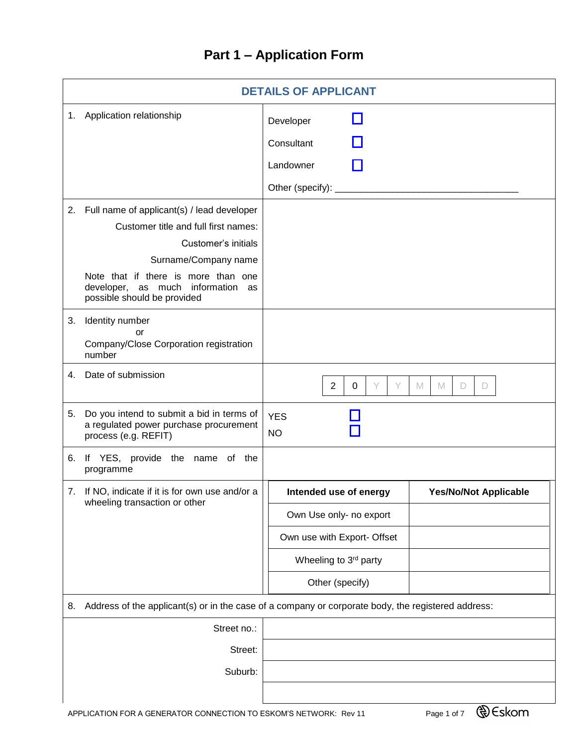# Part 1 – Application Form

| DETAILS OF APPLICANT | |
|---|---|
| 1. Application relationship | Developer ☐<br>Consultant ☐<br>Landowner ☐<br>Other (specify): ___________________________________ |
| 2. Full name of applicant(s) / lead developer<br>Customer title and full first names:<br>Customer's initials<br>Surname/Company name<br>Note that if there is more than one developer, as much information as possible should be provided | |
| 3. Identity number<br>or<br>Company/Close Corporation registration number | |
| 4. Date of submission | 2 0 Y Y M M D D |
| 5. Do you intend to submit a bid in terms of a regulated power purchase procurement process (e.g. REFIT) | YES ☐<br>NO ☐ |
| 6. If YES, provide the name of the programme | |
| 7. If NO, indicate if it is for own use and/or a wheeling transaction or other | |

| Intended use of energy | Yes/No/Not Applicable |
|---|---|
| Own Use only- no export | |
| Own use with Export- Offset | |
| Wheeling to 3rd party | |
| Other (specify) | |

8. Address of the applicant(s) or in the case of a company or corporate body, the registered address:

| | |
|---|---|
| Street no.: | |
| Street: | |
| Suburb: | |
| | |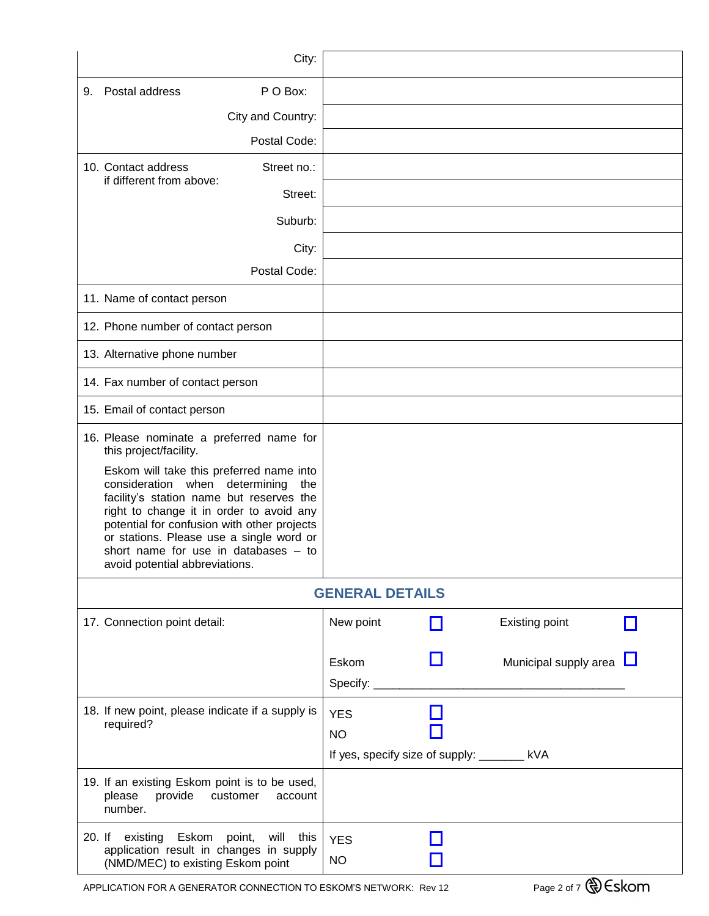| | |
|---|---|
| City: | |
| 9. Postal address P O Box: | |
| City and Country: | |
| Postal Code: | |
| 10. Contact address if different from above: Street no.: | |
| Street: | |
| Suburb: | |
| City: | |
| Postal Code: | |
| 11. Name of contact person | |
| 12. Phone number of contact person | |
| 13. Alternative phone number | |
| 14. Fax number of contact person | |
| 15. Email of contact person | |
| 16. Please nominate a preferred name for this project/facility. <br><br> Eskom will take this preferred name into consideration when determining the facility's station name but reserves the right to change it in order to avoid any potential for confusion with other projects or stations. Please use a single word or short name for use in databases – to avoid potential abbreviations. | |
| **GENERAL DETAILS** | |
| 17. Connection point detail: | New point ☐ Existing point ☐ <br><br> Eskom ☐ Municipal supply area ☐ <br> Specify: ______________________________________ |
| 18. If new point, please indicate if a supply is required? | YES ☐ <br> NO ☐ <br> If yes, specify size of supply: _______ kVA |
| 19. If an existing Eskom point is to be used, please provide customer account number. | |
| 20. If existing Eskom point, will this application result in changes in supply (NMD/MEC) to existing Eskom point | YES ☐ <br> NO ☐ |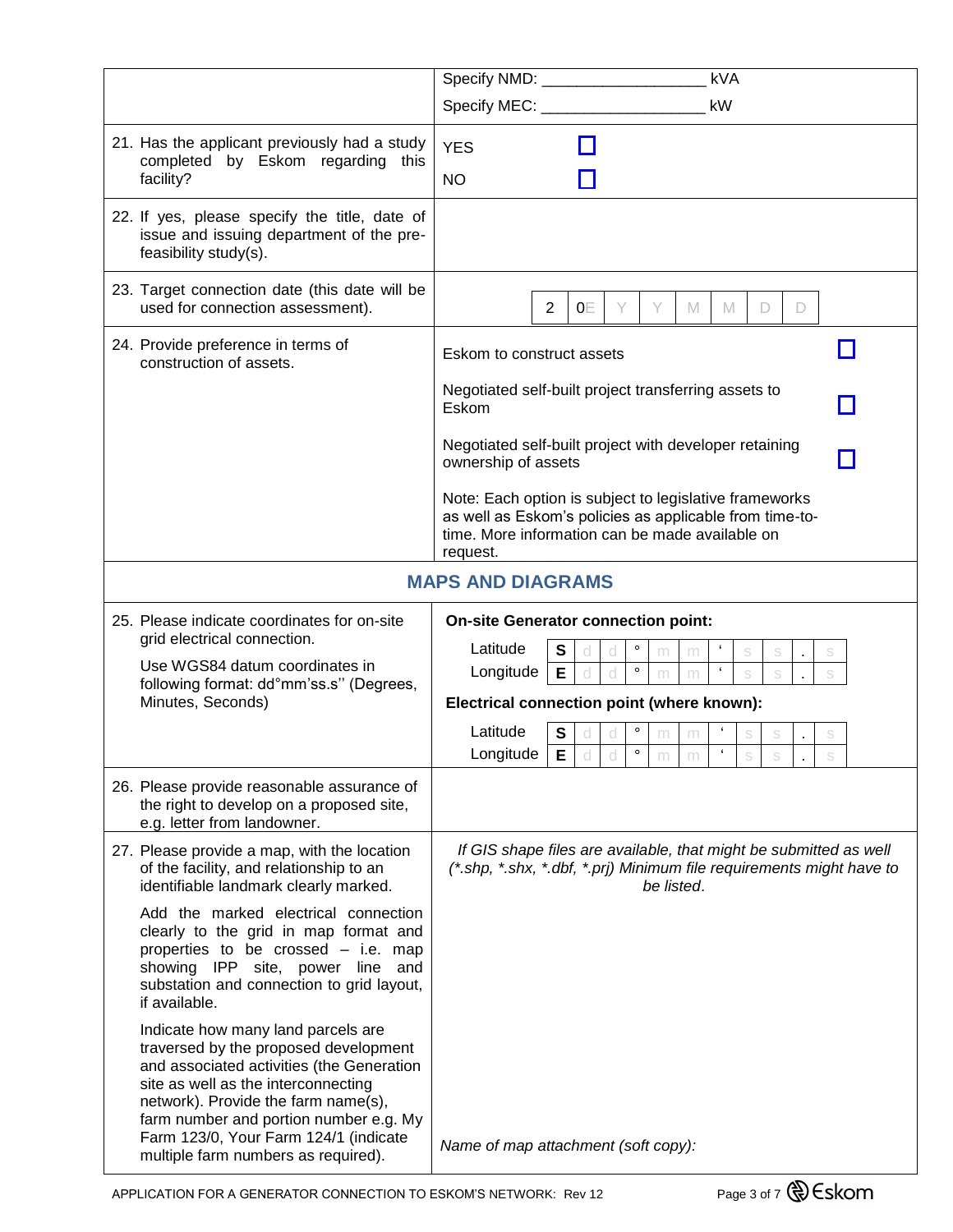| | |
|---|---|
| | Specify NMD: ___________________ kVA<br>Specify MEC: ___________________ kW |
| 21. Has the applicant previously had a study completed by Eskom regarding this facility? | YES ☐<br>NO ☐ |
| 22. If yes, please specify the title, date of issue and issuing department of the pre-feasibility study(s). | |
| 23. Target connection date (this date will be used for connection assessment). | 2 0 Y Y M M D D |
| 24. Provide preference in terms of construction of assets. | Eskom to construct assets ☐<br>Negotiated self-built project transferring assets to Eskom ☐<br>Negotiated self-built project with developer retaining ownership of assets ☐<br>Note: Each option is subject to legislative frameworks as well as Eskom's policies as applicable from time-to-time. More information can be made available on request. |

## MAPS AND DIAGRAMS

| | |
|---|---|
| 25. Please indicate coordinates for on-site grid electrical connection.<br>Use WGS84 datum coordinates in following format: dd°mm'ss.s'' (Degrees, Minutes, Seconds) | **On-site Generator connection point:**<br>Latitude S dd ° mm ' ss . s<br>Longitude E dd ° mm ' ss . s<br>**Electrical connection point (where known):**<br>Latitude S dd ° mm ' ss . s<br>Longitude E dd ° mm ' ss . s |
| 26. Please provide reasonable assurance of the right to develop on a proposed site, e.g. letter from landowner. | |
| 27. Please provide a map, with the location of the facility, and relationship to an identifiable landmark clearly marked.<br>Add the marked electrical connection clearly to the grid in map format and properties to be crossed – i.e. map showing IPP site, power line and substation and connection to grid layout, if available.<br>Indicate how many land parcels are traversed by the proposed development and associated activities (the Generation site as well as the interconnecting network). Provide the farm name(s), farm number and portion number e.g. My Farm 123/0, Your Farm 124/1 (indicate multiple farm numbers as required). | *If GIS shape files are available, that might be submitted as well (*.shp, *.shx, *.dbf, *.prj) Minimum file requirements might have to be listed.*<br><br>*Name of map attachment (soft copy):* |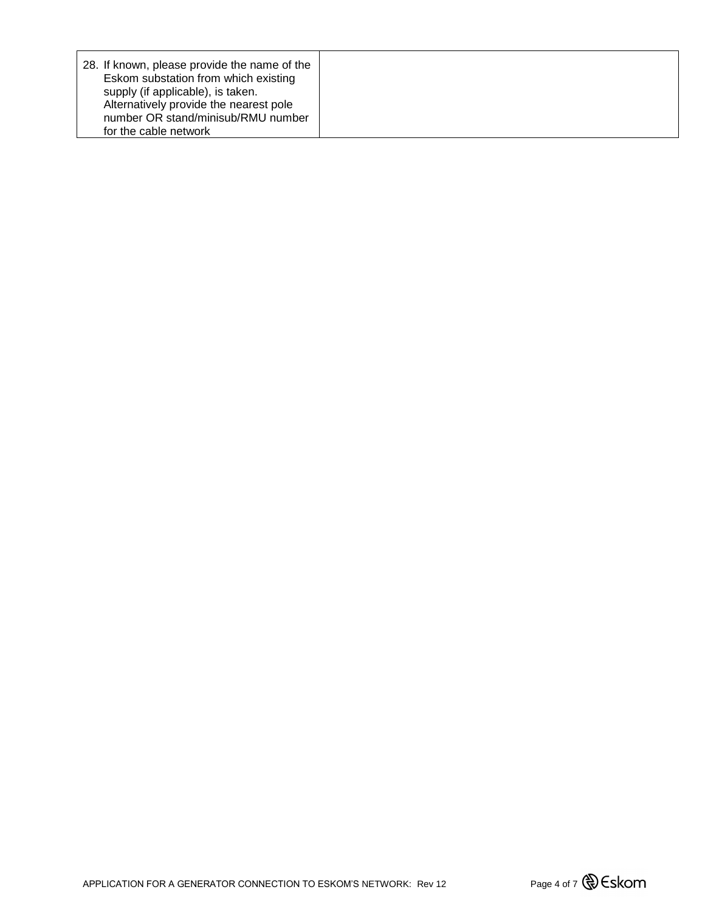| 28. If known, please provide the name of the Eskom substation from which existing supply (if applicable), is taken. Alternatively provide the nearest pole number OR stand/minisub/RMU number for the cable network | |
|---|---|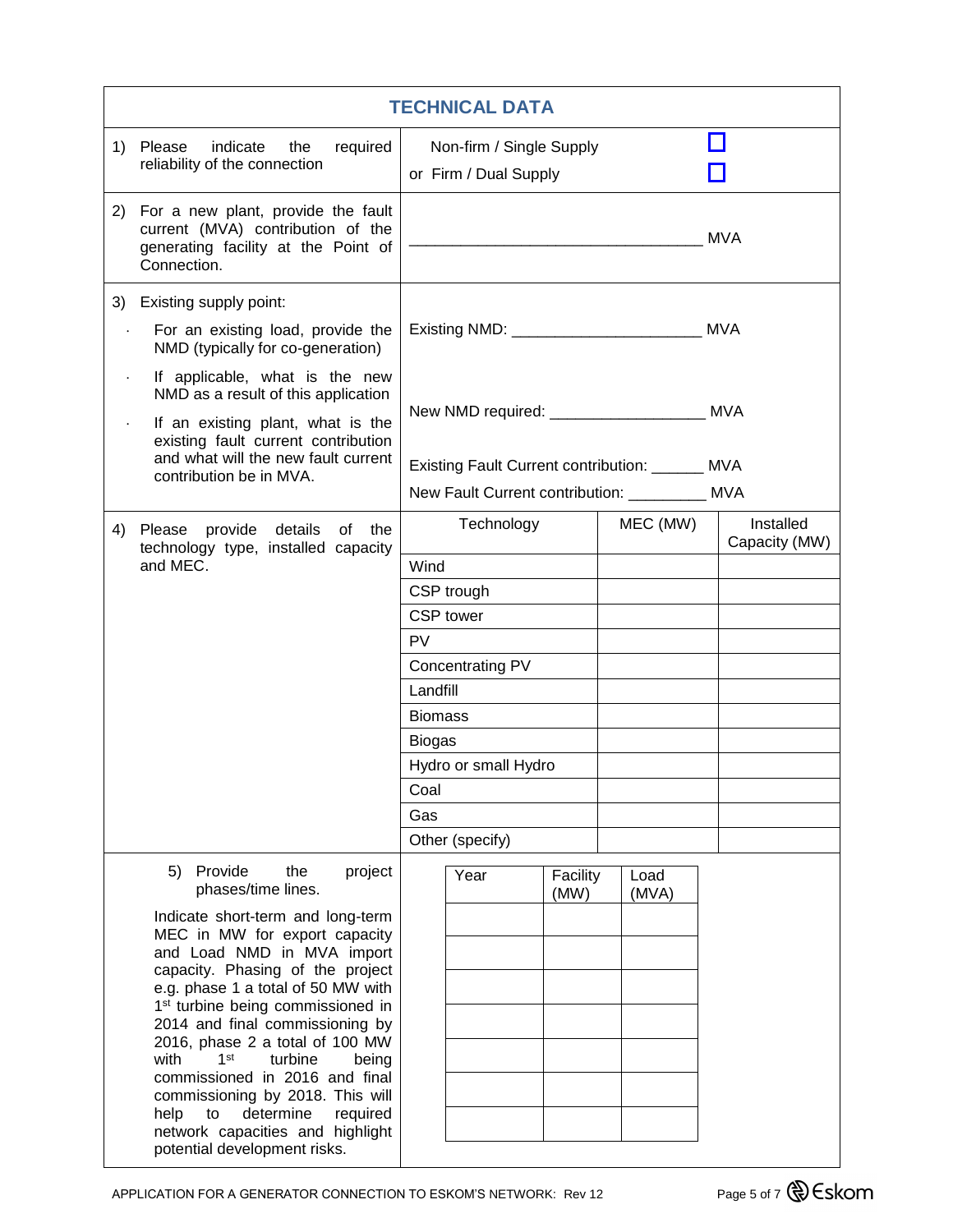## TECHNICAL DATA

| | |
|---|---|
| 1) Please indicate the required reliability of the connection | Non-firm / Single Supply ☐<br>or Firm / Dual Supply ☐ |
| 2) For a new plant, provide the fault current (MVA) contribution of the generating facility at the Point of Connection. | ________________________________ MVA |
| 3) Existing supply point:<br>· For an existing load, provide the NMD (typically for co-generation)<br>· If applicable, what is the new NMD as a result of this application<br>· If an existing plant, what is the existing fault current contribution and what will the new fault current contribution be in MVA. | Existing NMD: _____________________ MVA<br><br>New NMD required: _________________ MVA<br><br>Existing Fault Current contribution: ______ MVA<br>New Fault Current contribution: _________ MVA |

4) Please provide details of the technology type, installed capacity and MEC.

| Technology | MEC (MW) | Installed Capacity (MW) |
|---|---|---|
| Wind | | |
| CSP trough | | |
| CSP tower | | |
| PV | | |
| Concentrating PV | | |
| Landfill | | |
| Biomass | | |
| Biogas | | |
| Hydro or small Hydro | | |
| Coal | | |
| Gas | | |
| Other (specify) | | |

5) Provide the project phases/time lines.

Indicate short-term and long-term MEC in MW for export capacity and Load NMD in MVA import capacity. Phasing of the project e.g. phase 1 a total of 50 MW with 1st turbine being commissioned in 2014 and final commissioning by 2016, phase 2 a total of 100 MW with 1st turbine being commissioned in 2016 and final commissioning by 2018. This will help to determine required network capacities and highlight potential development risks.

| Year | Facility (MW) | Load (MVA) |
|---|---|---|
| | | |
| | | |
| | | |
| | | |
| | | |
| | | |
| | | |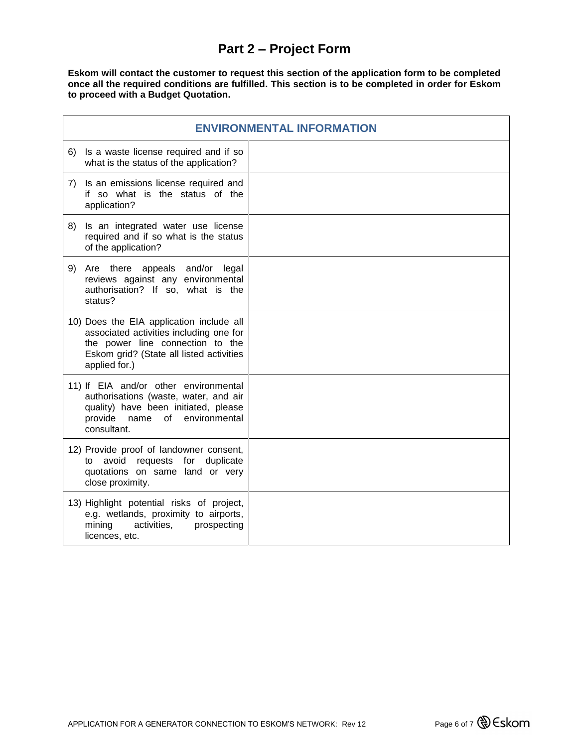# Part 2 – Project Form

**Eskom will contact the customer to request this section of the application form to be completed once all the required conditions are fulfilled. This section is to be completed in order for Eskom to proceed with a Budget Quotation.**

| ENVIRONMENTAL INFORMATION | |
|---|---|
| 6) Is a waste license required and if so what is the status of the application? | |
| 7) Is an emissions license required and if so what is the status of the application? | |
| 8) Is an integrated water use license required and if so what is the status of the application? | |
| 9) Are there appeals and/or legal reviews against any environmental authorisation? If so, what is the status? | |
| 10) Does the EIA application include all associated activities including one for the power line connection to the Eskom grid? (State all listed activities applied for.) | |
| 11) If EIA and/or other environmental authorisations (waste, water, and air quality) have been initiated, please provide name of environmental consultant. | |
| 12) Provide proof of landowner consent, to avoid requests for duplicate quotations on same land or very close proximity. | |
| 13) Highlight potential risks of project, e.g. wetlands, proximity to airports, mining activities, prospecting licences, etc. | |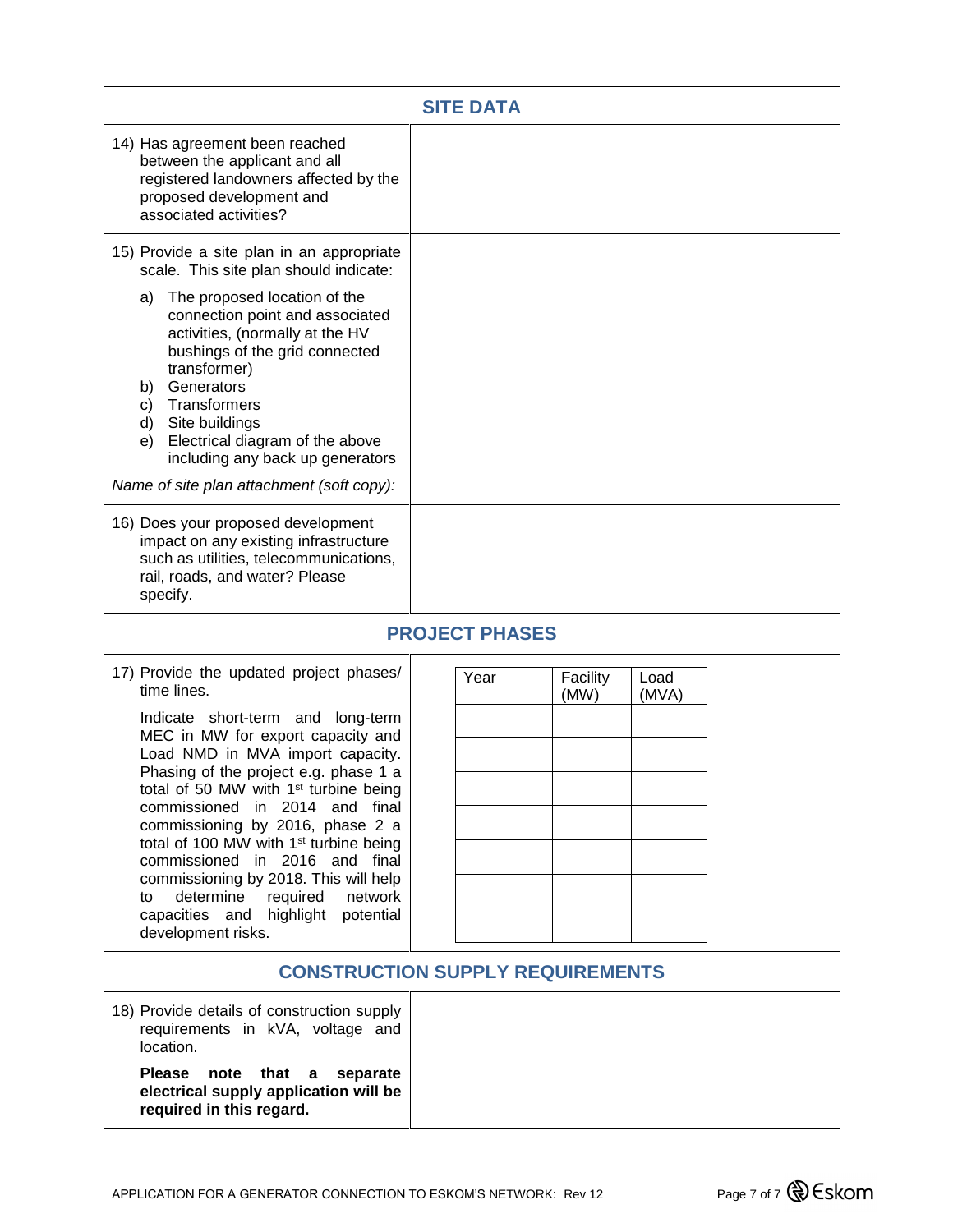## SITE DATA

| | |
|---|---|
| 14) Has agreement been reached between the applicant and all registered landowners affected by the proposed development and associated activities? | |
| 15) Provide a site plan in an appropriate scale. This site plan should indicate:<br>a) The proposed location of the connection point and associated activities, (normally at the HV bushings of the grid connected transformer)<br>b) Generators<br>c) Transformers<br>d) Site buildings<br>e) Electrical diagram of the above including any back up generators<br>*Name of site plan attachment (soft copy):* | |
| 16) Does your proposed development impact on any existing infrastructure such as utilities, telecommunications, rail, roads, and water? Please specify. | |

## PROJECT PHASES

17) Provide the updated project phases/ time lines.

Indicate short-term and long-term MEC in MW for export capacity and Load NMD in MVA import capacity. Phasing of the project e.g. phase 1 a total of 50 MW with 1st turbine being commissioned in 2014 and final commissioning by 2016, phase 2 a total of 100 MW with 1st turbine being commissioned in 2016 and final commissioning by 2018. This will help to determine required network capacities and highlight potential development risks.

| Year | Facility (MW) | Load (MVA) |
|---|---|---|
| | | |
| | | |
| | | |
| | | |
| | | |
| | | |
| | | |

## CONSTRUCTION SUPPLY REQUIREMENTS

| | |
|---|---|
| 18) Provide details of construction supply requirements in kVA, voltage and location.<br>**Please note that a separate electrical supply application will be required in this regard.** | |